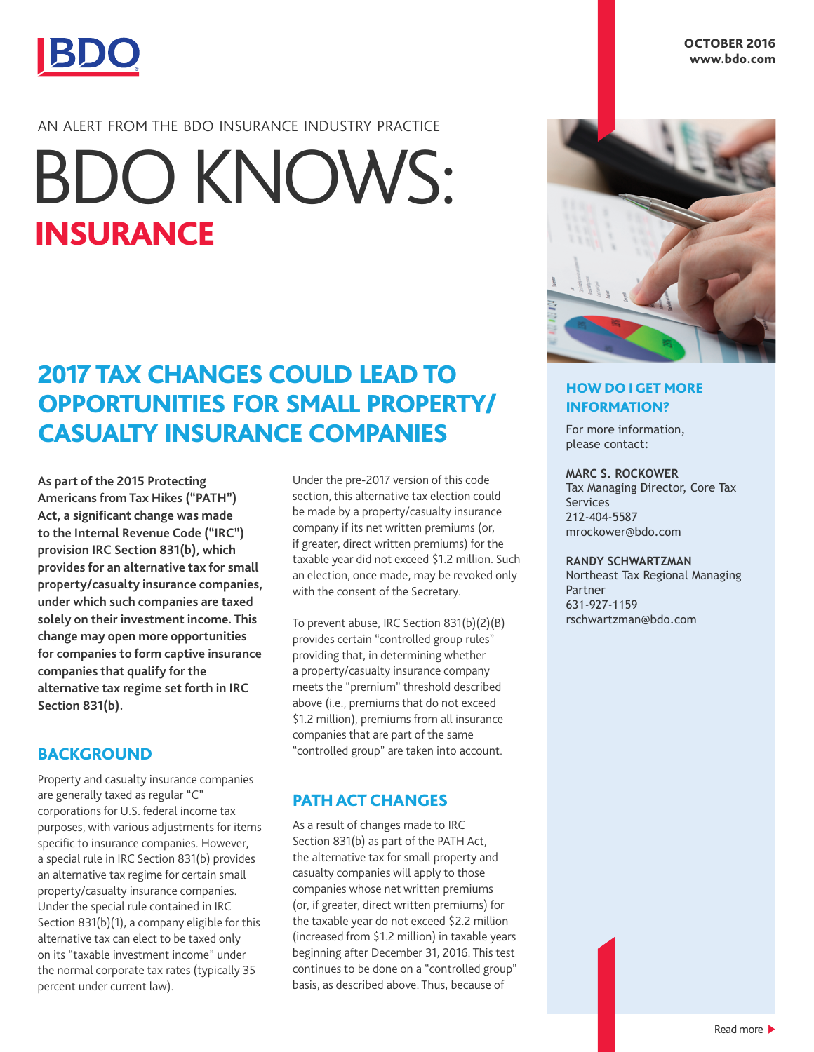BDO

OCTOBER 2016
www.bdo.com

AN ALERT FROM THE BDO INSURANCE INDUSTRY PRACTICE

# BDO KNOWS: INSURANCE

## 2017 TAX CHANGES COULD LEAD TO OPPORTUNITIES FOR SMALL PROPERTY/CASUALTY INSURANCE COMPANIES

**As part of the 2015 Protecting Americans from Tax Hikes ("PATH") Act, a significant change was made to the Internal Revenue Code ("IRC") provision IRC Section 831(b), which provides for an alternative tax for small property/casualty insurance companies, under which such companies are taxed solely on their investment income. This change may open more opportunities for companies to form captive insurance companies that qualify for the alternative tax regime set forth in IRC Section 831(b).**

### BACKGROUND

Property and casualty insurance companies are generally taxed as regular "C" corporations for U.S. federal income tax purposes, with various adjustments for items specific to insurance companies. However, a special rule in IRC Section 831(b) provides an alternative tax regime for certain small property/casualty insurance companies. Under the special rule contained in IRC Section 831(b)(1), a company eligible for this alternative tax can elect to be taxed only on its "taxable investment income" under the normal corporate tax rates (typically 35 percent under current law).

Under the pre-2017 version of this code section, this alternative tax election could be made by a property/casualty insurance company if its net written premiums (or, if greater, direct written premiums) for the taxable year did not exceed $1.2 million. Such an election, once made, may be revoked only with the consent of the Secretary.

To prevent abuse, IRC Section 831(b)(2)(B) provides certain "controlled group rules" providing that, in determining whether a property/casualty insurance company meets the "premium" threshold described above (i.e., premiums that do not exceed $1.2 million), premiums from all insurance companies that are part of the same "controlled group" are taken into account.

### PATH ACT CHANGES

As a result of changes made to IRC Section 831(b) as part of the PATH Act, the alternative tax for small property and casualty companies will apply to those companies whose net written premiums (or, if greater, direct written premiums) for the taxable year do not exceed $2.2 million (increased from $1.2 million) in taxable years beginning after December 31, 2016. This test continues to be done on a "controlled group" basis, as described above. Thus, because of

### HOW DO I GET MORE INFORMATION?

For more information, please contact:

**MARC S. ROCKOWER**
Tax Managing Director, Core Tax Services
212-404-5587
mrockower@bdo.com

**RANDY SCHWARTZMAN**
Northeast Tax Regional Managing Partner
631-927-1159
rschwartzman@bdo.com

Read more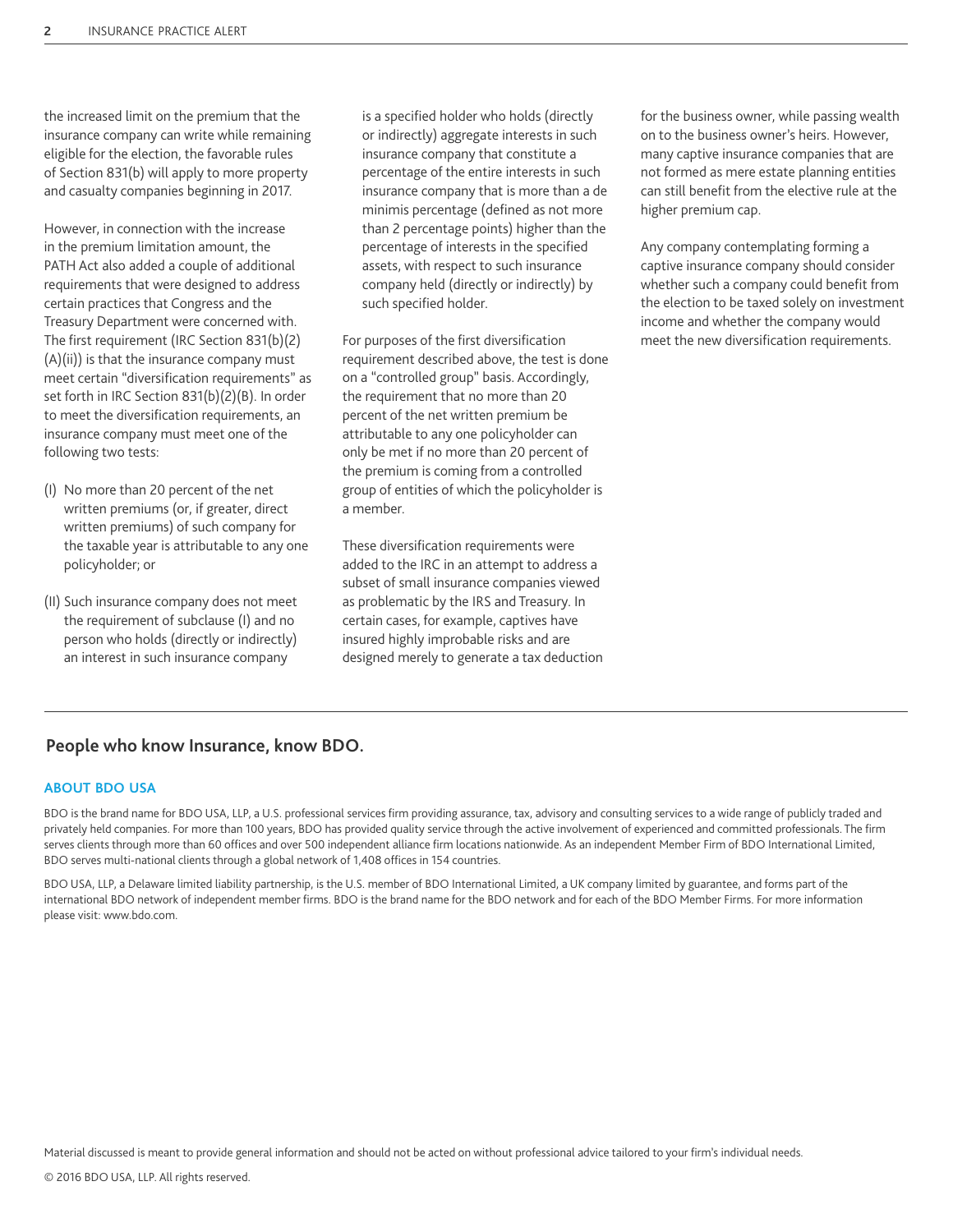the increased limit on the premium that the insurance company can write while remaining eligible for the election, the favorable rules of Section 831(b) will apply to more property and casualty companies beginning in 2017.

However, in connection with the increase in the premium limitation amount, the PATH Act also added a couple of additional requirements that were designed to address certain practices that Congress and the Treasury Department were concerned with. The first requirement (IRC Section 831(b)(2)(A)(ii)) is that the insurance company must meet certain "diversification requirements" as set forth in IRC Section 831(b)(2)(B). In order to meet the diversification requirements, an insurance company must meet one of the following two tests:

(I) No more than 20 percent of the net written premiums (or, if greater, direct written premiums) of such company for the taxable year is attributable to any one policyholder; or

(II) Such insurance company does not meet the requirement of subclause (I) and no person who holds (directly or indirectly) an interest in such insurance company is a specified holder who holds (directly or indirectly) aggregate interests in such insurance company that constitute a percentage of the entire interests in such insurance company that is more than a de minimis percentage (defined as not more than 2 percentage points) higher than the percentage of interests in the specified assets, with respect to such insurance company held (directly or indirectly) by such specified holder.

For purposes of the first diversification requirement described above, the test is done on a "controlled group" basis. Accordingly, the requirement that no more than 20 percent of the net written premium be attributable to any one policyholder can only be met if no more than 20 percent of the premium is coming from a controlled group of entities of which the policyholder is a member.

These diversification requirements were added to the IRC in an attempt to address a subset of small insurance companies viewed as problematic by the IRS and Treasury. In certain cases, for example, captives have insured highly improbable risks and are designed merely to generate a tax deduction for the business owner, while passing wealth on to the business owner's heirs. However, many captive insurance companies that are not formed as mere estate planning entities can still benefit from the elective rule at the higher premium cap.

Any company contemplating forming a captive insurance company should consider whether such a company could benefit from the election to be taxed solely on investment income and whether the company would meet the new diversification requirements.

## People who know Insurance, know BDO.

### ABOUT BDO USA

BDO is the brand name for BDO USA, LLP, a U.S. professional services firm providing assurance, tax, advisory and consulting services to a wide range of publicly traded and privately held companies. For more than 100 years, BDO has provided quality service through the active involvement of experienced and committed professionals. The firm serves clients through more than 60 offices and over 500 independent alliance firm locations nationwide. As an independent Member Firm of BDO International Limited, BDO serves multi-national clients through a global network of 1,408 offices in 154 countries.

BDO USA, LLP, a Delaware limited liability partnership, is the U.S. member of BDO International Limited, a UK company limited by guarantee, and forms part of the international BDO network of independent member firms. BDO is the brand name for the BDO network and for each of the BDO Member Firms. For more information please visit: www.bdo.com.

Material discussed is meant to provide general information and should not be acted on without professional advice tailored to your firm's individual needs.

© 2016 BDO USA, LLP. All rights reserved.